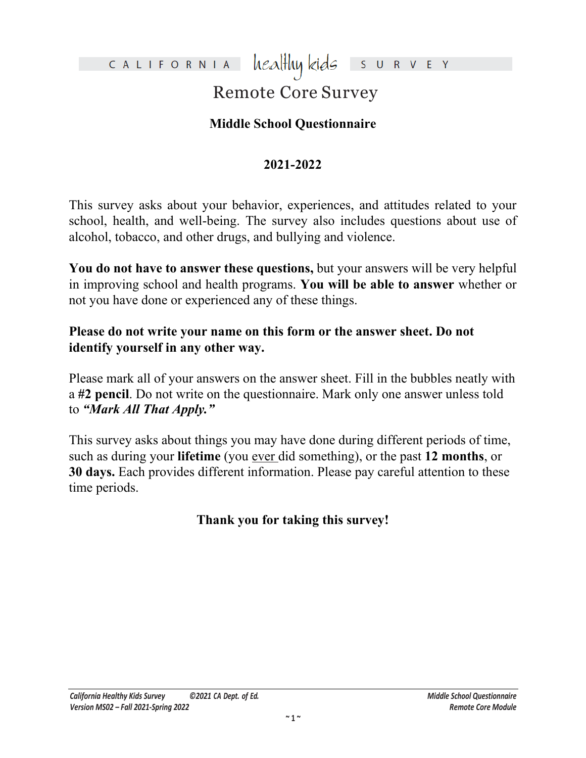# CALIFORNIA healthy kids SURVEY

## Remote Core Survey

### Middle School Questionnaire

### 2021-2022

This survey asks about your behavior, experiences, and attitudes related to your school, health, and well-being. The survey also includes questions about use of alcohol, tobacco, and other drugs, and bullying and violence.

**You do not have to answer these questions,** but your answers will be very helpful in improving school and health programs. **You will be able to answer** whether or not you have done or experienced any of these things.

**Please do not write your name on this form or the answer sheet. Do not identify yourself in any other way.**

Please mark all of your answers on the answer sheet. Fill in the bubbles neatly with a **#2 pencil**. Do not write on the questionnaire. Mark only one answer unless told to ***"Mark All That Apply."***

This survey asks about things you may have done during different periods of time, such as during your **lifetime** (you ever did something), or the past **12 months**, or **30 days.** Each provides different information. Please pay careful attention to these time periods.

**Thank you for taking this survey!**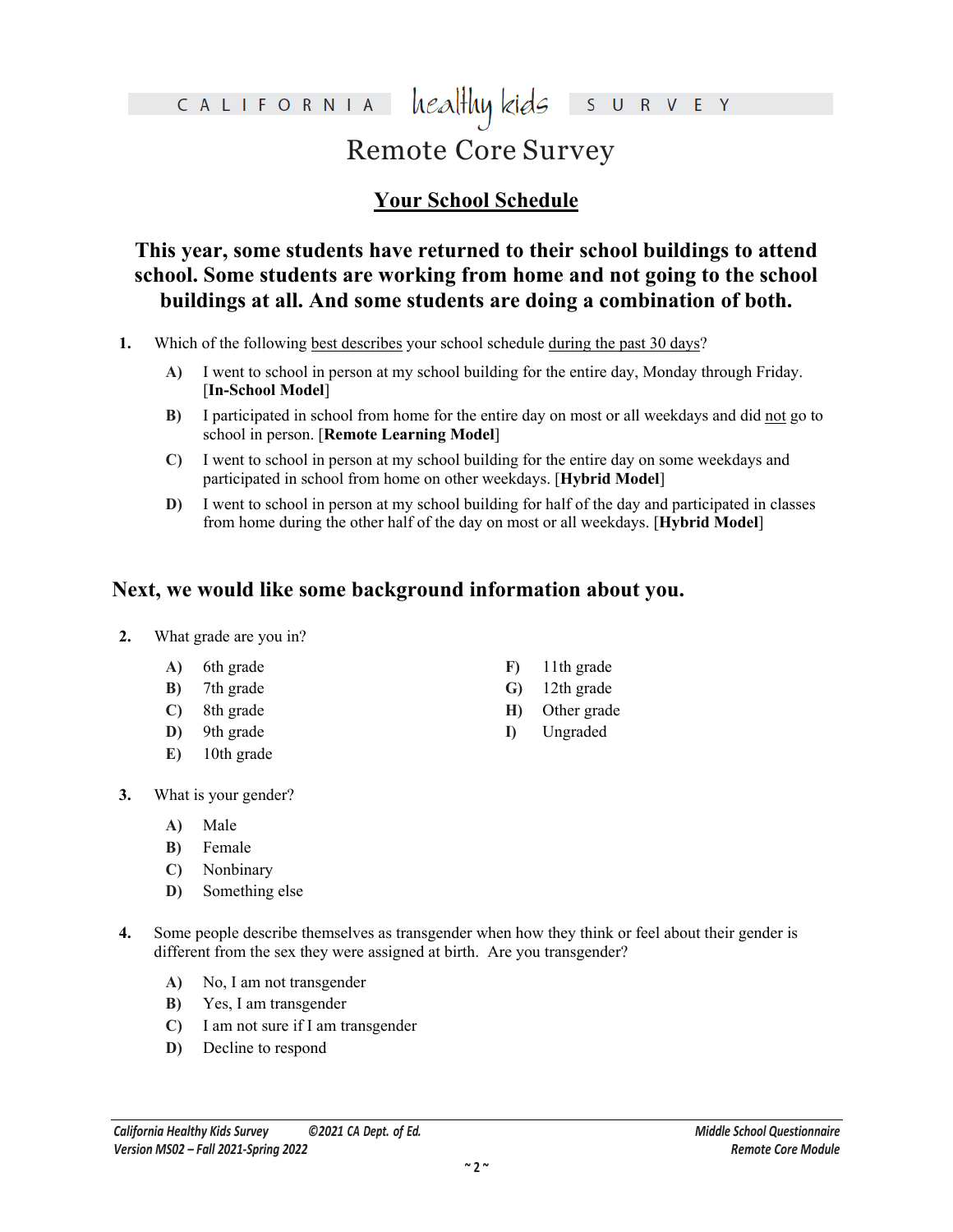CALIFORNIA healthy kids SURVEY

# Remote Core Survey

## Your School Schedule

### This year, some students have returned to their school buildings to attend school. Some students are working from home and not going to the school buildings at all. And some students are doing a combination of both.

**1.** Which of the following best describes your school schedule during the past 30 days?

- **A)** I went to school in person at my school building for the entire day, Monday through Friday. [**In-School Model**]
- **B)** I participated in school from home for the entire day on most or all weekdays and did not go to school in person. [**Remote Learning Model**]
- **C)** I went to school in person at my school building for the entire day on some weekdays and participated in school from home on other weekdays. [**Hybrid Model**]
- **D)** I went to school in person at my school building for half of the day and participated in classes from home during the other half of the day on most or all weekdays. [**Hybrid Model**]

## Next, we would like some background information about you.

**2.** What grade are you in?

- **A)** 6th grade
- **B)** 7th grade
- **C)** 8th grade
- **D)** 9th grade
- **E)** 10th grade
- **F)** 11th grade
- **G)** 12th grade
- **H)** Other grade
- **I)** Ungraded

**3.** What is your gender?

- **A)** Male
- **B)** Female
- **C)** Nonbinary
- **D)** Something else

**4.** Some people describe themselves as transgender when how they think or feel about their gender is different from the sex they were assigned at birth. Are you transgender?

- **A)** No, I am not transgender
- **B)** Yes, I am transgender
- **C)** I am not sure if I am transgender
- **D)** Decline to respond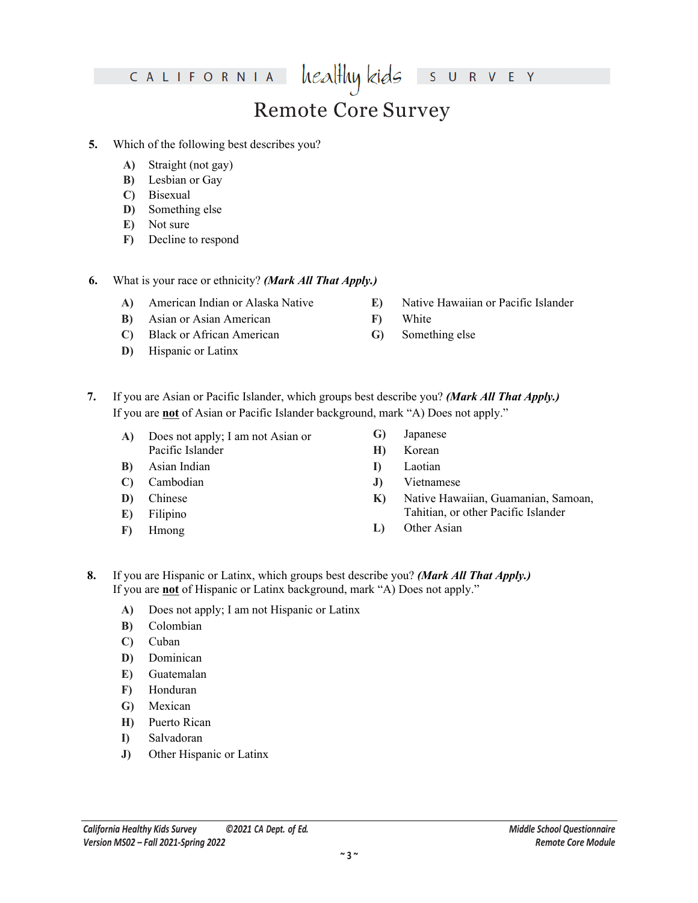# Remote Core Survey

**5.** Which of the following best describes you?

- **A)** Straight (not gay)
- **B)** Lesbian or Gay
- **C)** Bisexual
- **D)** Something else
- **E)** Not sure
- **F)** Decline to respond

**6.** What is your race or ethnicity? ***(Mark All That Apply.)***

- **A)** American Indian or Alaska Native
- **B)** Asian or Asian American
- **C)** Black or African American
- **D)** Hispanic or Latinx
- **E)** Native Hawaiian or Pacific Islander
- **F)** White
- **G)** Something else

**7.** If you are Asian or Pacific Islander, which groups best describe you? ***(Mark All That Apply.)***
If you are **not** of Asian or Pacific Islander background, mark "A) Does not apply."

- **A)** Does not apply; I am not Asian or Pacific Islander
- **B)** Asian Indian
- **C)** Cambodian
- **D)** Chinese
- **E)** Filipino
- **F)** Hmong
- **G)** Japanese
- **H)** Korean
- **I)** Laotian
- **J)** Vietnamese
- **K)** Native Hawaiian, Guamanian, Samoan, Tahitian, or other Pacific Islander
- **L)** Other Asian

**8.** If you are Hispanic or Latinx, which groups best describe you? ***(Mark All That Apply.)***
If you are **not** of Hispanic or Latinx background, mark "A) Does not apply."

- **A)** Does not apply; I am not Hispanic or Latinx
- **B)** Colombian
- **C)** Cuban
- **D)** Dominican
- **E)** Guatemalan
- **F)** Honduran
- **G)** Mexican
- **H)** Puerto Rican
- **I)** Salvadoran
- **J)** Other Hispanic or Latinx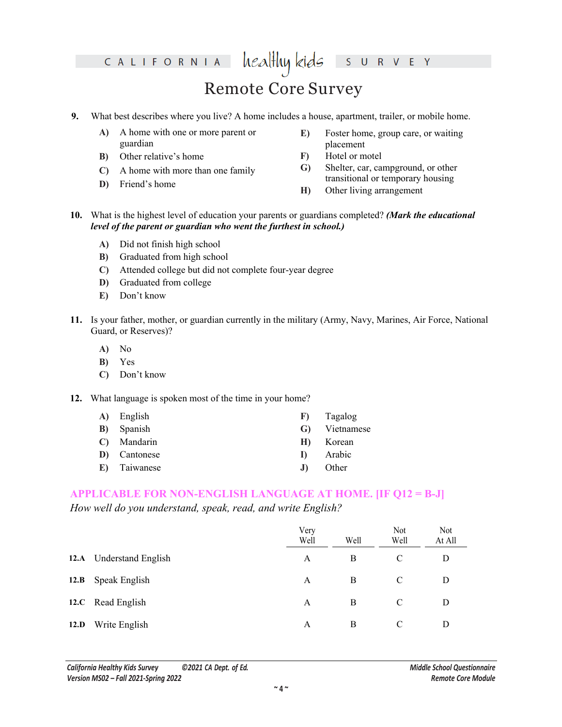# Remote Core Survey

**9.** What best describes where you live? A home includes a house, apartment, trailer, or mobile home.

- **A)** A home with one or more parent or guardian
- **B)** Other relative's home
- **C)** A home with more than one family
- **D)** Friend's home
- **E)** Foster home, group care, or waiting placement
- **F)** Hotel or motel
- **G)** Shelter, car, campground, or other transitional or temporary housing
- **H)** Other living arrangement

**10.** What is the highest level of education your parents or guardians completed? ***(Mark the educational level of the parent or guardian who went the furthest in school.)***

- **A)** Did not finish high school
- **B)** Graduated from high school
- **C)** Attended college but did not complete four-year degree
- **D)** Graduated from college
- **E)** Don't know

**11.** Is your father, mother, or guardian currently in the military (Army, Navy, Marines, Air Force, National Guard, or Reserves)?

- **A)** No
- **B)** Yes
- **C)** Don't know

**12.** What language is spoken most of the time in your home?

- **A)** English
- **B)** Spanish
- **C)** Mandarin
- **D)** Cantonese
- **E)** Taiwanese
- **F)** Tagalog
- **G)** Vietnamese
- **H)** Korean
- **I)** Arabic
- **J)** Other

**APPLICABLE FOR NON-ENGLISH LANGUAGE AT HOME. [IF Q12 = B-J]**

*How well do you understand, speak, read, and write English?*

| | | Very Well | Well | Not Well | Not At All |
|---|---|---|---|---|---|
| **12.A** | Understand English | A | B | C | D |
| **12.B** | Speak English | A | B | C | D |
| **12.C** | Read English | A | B | C | D |
| **12.D** | Write English | A | B | C | D |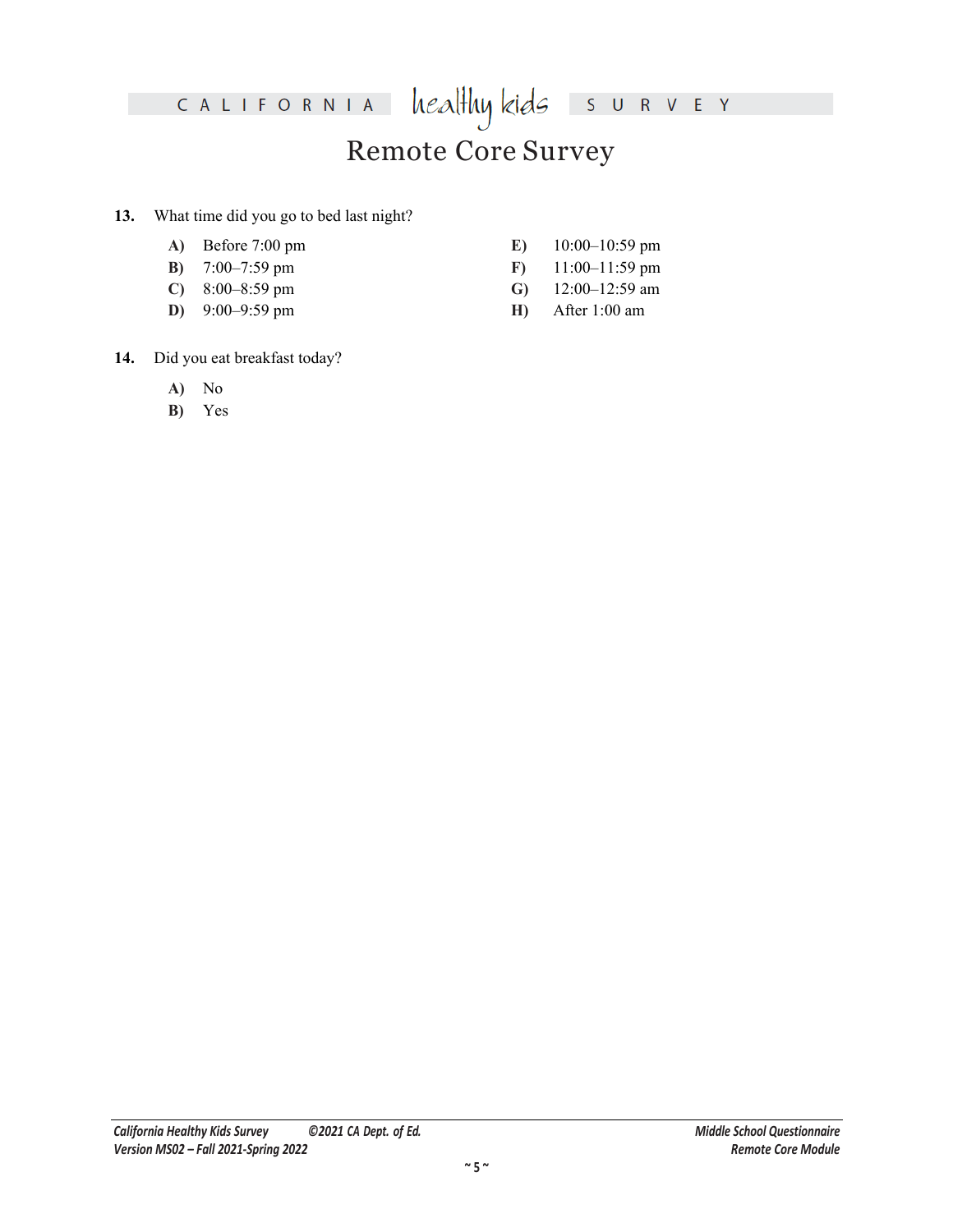**13.** What time did you go to bed last night?

- **A)** Before 7:00 pm
- **B)** 7:00–7:59 pm
- **C)** 8:00–8:59 pm
- **D)** 9:00–9:59 pm
- **E)** 10:00–10:59 pm
- **F)** 11:00–11:59 pm
- **G)** 12:00–12:59 am
- **H)** After 1:00 am

**14.** Did you eat breakfast today?

- **A)** No
- **B)** Yes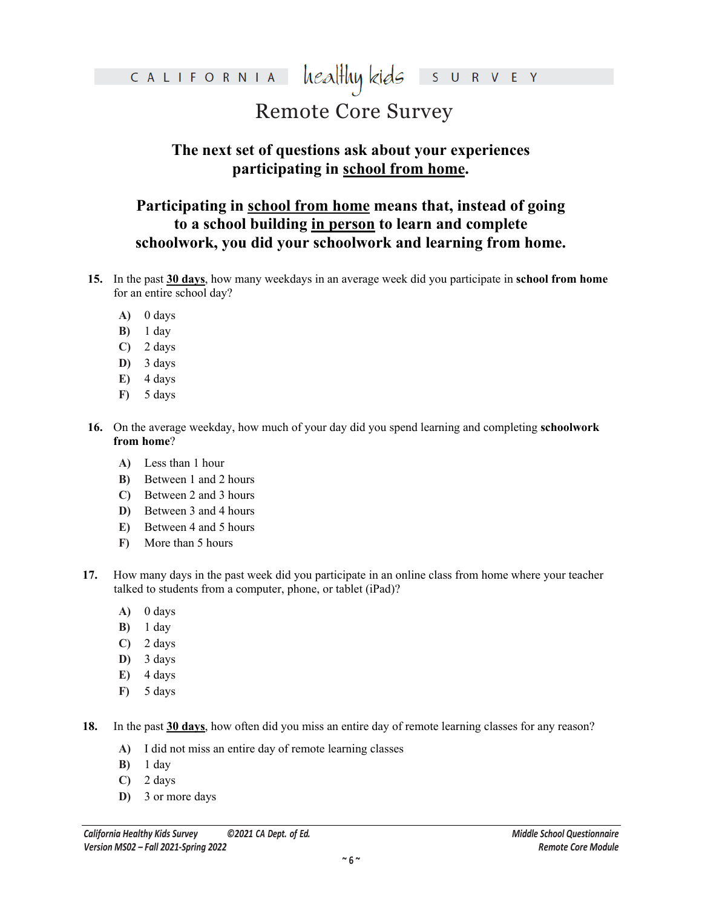## Remote Core Survey

**The next set of questions ask about your experiences participating in school from home.**

**Participating in school from home means that, instead of going to a school building in person to learn and complete schoolwork, you did your schoolwork and learning from home.**

**15.** In the past **30 days**, how many weekdays in an average week did you participate in **school from home** for an entire school day?

- **A)** 0 days
- **B)** 1 day
- **C)** 2 days
- **D)** 3 days
- **E)** 4 days
- **F)** 5 days

**16.** On the average weekday, how much of your day did you spend learning and completing **schoolwork from home**?

- **A)** Less than 1 hour
- **B)** Between 1 and 2 hours
- **C)** Between 2 and 3 hours
- **D)** Between 3 and 4 hours
- **E)** Between 4 and 5 hours
- **F)** More than 5 hours

**17.** How many days in the past week did you participate in an online class from home where your teacher talked to students from a computer, phone, or tablet (iPad)?

- **A)** 0 days
- **B)** 1 day
- **C)** 2 days
- **D)** 3 days
- **E)** 4 days
- **F)** 5 days

**18.** In the past **30 days**, how often did you miss an entire day of remote learning classes for any reason?

- **A)** I did not miss an entire day of remote learning classes
- **B)** 1 day
- **C)** 2 days
- **D)** 3 or more days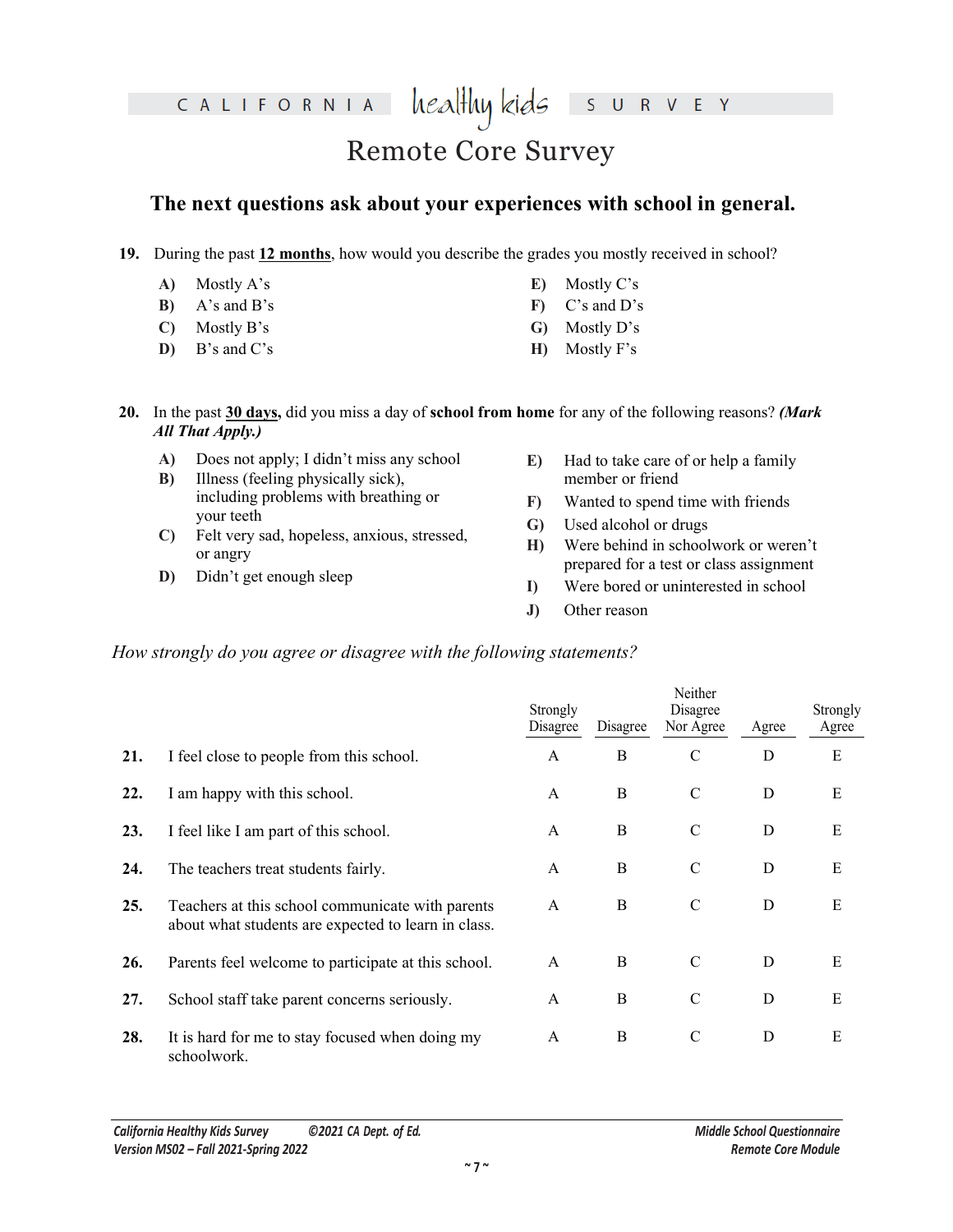# Remote Core Survey

## The next questions ask about your experiences with school in general.

**19.** During the past **12 months**, how would you describe the grades you mostly received in school?

- **A)** Mostly A's
- **B)** A's and B's
- **C)** Mostly B's
- **D)** B's and C's
- **E)** Mostly C's
- **F)** C's and D's
- **G)** Mostly D's
- **H)** Mostly F's

**20.** In the past **30 days,** did you miss a day of **school from home** for any of the following reasons? ***(Mark All That Apply.)***

- **A)** Does not apply; I didn't miss any school
- **B)** Illness (feeling physically sick), including problems with breathing or your teeth
- **C)** Felt very sad, hopeless, anxious, stressed, or angry
- **D)** Didn't get enough sleep
- **E)** Had to take care of or help a family member or friend
- **F)** Wanted to spend time with friends
- **G)** Used alcohol or drugs
- **H)** Were behind in schoolwork or weren't prepared for a test or class assignment
- **I)** Were bored or uninterested in school
- **J)** Other reason

*How strongly do you agree or disagree with the following statements?*

| | | Strongly Disagree | Disagree | Neither Disagree Nor Agree | Agree | Strongly Agree |
|---|---|---|---|---|---|---|
| **21.** | I feel close to people from this school. | A | B | C | D | E |
| **22.** | I am happy with this school. | A | B | C | D | E |
| **23.** | I feel like I am part of this school. | A | B | C | D | E |
| **24.** | The teachers treat students fairly. | A | B | C | D | E |
| **25.** | Teachers at this school communicate with parents about what students are expected to learn in class. | A | B | C | D | E |
| **26.** | Parents feel welcome to participate at this school. | A | B | C | D | E |
| **27.** | School staff take parent concerns seriously. | A | B | C | D | E |
| **28.** | It is hard for me to stay focused when doing my schoolwork. | A | B | C | D | E |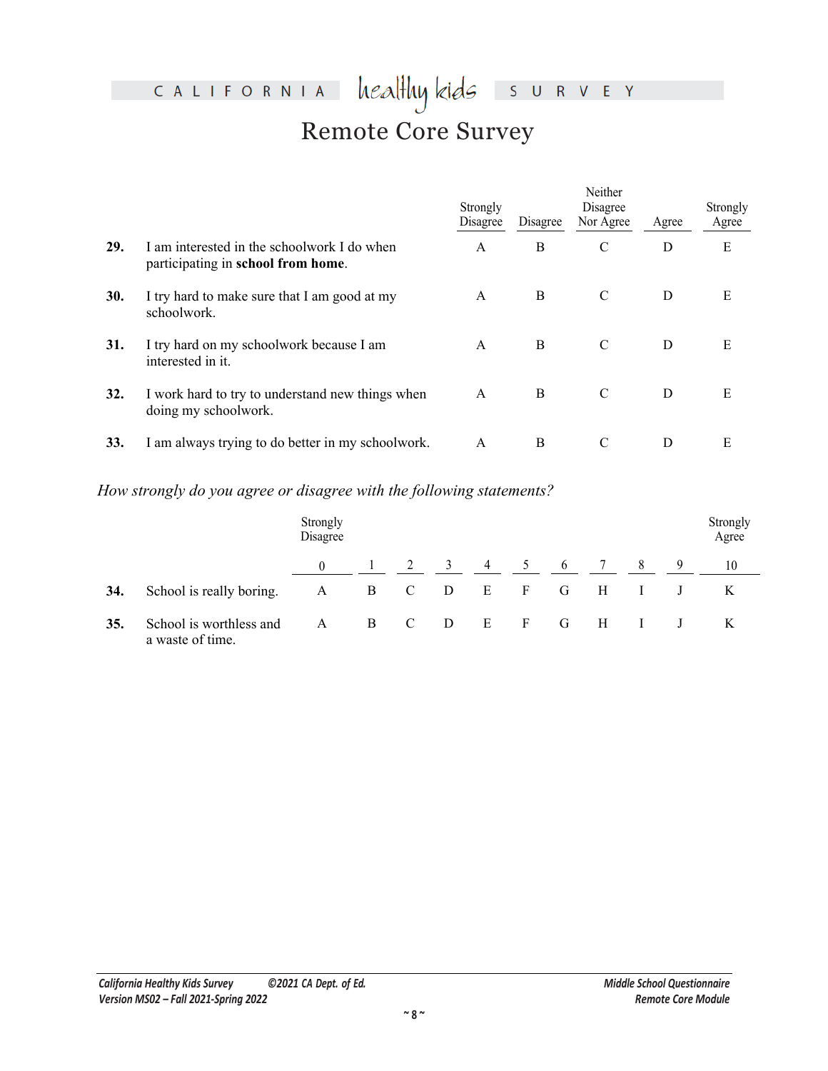# Remote Core Survey

| | | Strongly Disagree | Disagree | Neither Disagree Nor Agree | Agree | Strongly Agree |
|---|---|---|---|---|---|---|
| **29.** | I am interested in the schoolwork I do when participating in **school from home**. | A | B | C | D | E |
| **30.** | I try hard to make sure that I am good at my schoolwork. | A | B | C | D | E |
| **31.** | I try hard on my schoolwork because I am interested in it. | A | B | C | D | E |
| **32.** | I work hard to try to understand new things when doing my schoolwork. | A | B | C | D | E |
| **33.** | I am always trying to do better in my schoolwork. | A | B | C | D | E |

*How strongly do you agree or disagree with the following statements?*

| | | Strongly Disagree 0 | 1 | 2 | 3 | 4 | 5 | 6 | 7 | 8 | 9 | Strongly Agree 10 |
|---|---|---|---|---|---|---|---|---|---|---|---|---|
| **34.** | School is really boring. | A | B | C | D | E | F | G | H | I | J | K |
| **35.** | School is worthless and a waste of time. | A | B | C | D | E | F | G | H | I | J | K |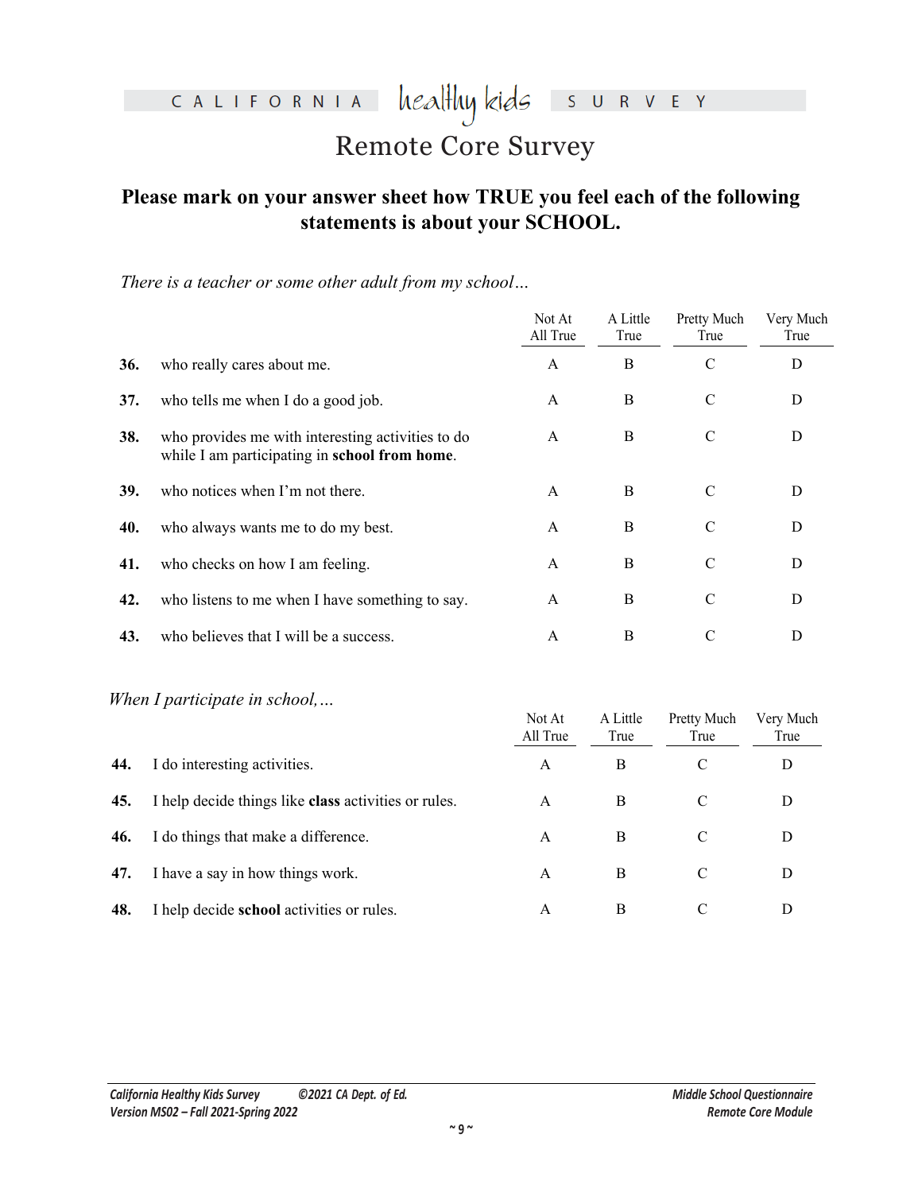# Remote Core Survey

## Please mark on your answer sheet how TRUE you feel each of the following statements is about your SCHOOL.

*There is a teacher or some other adult from my school…*

| | | Not At All True | A Little True | Pretty Much True | Very Much True |
|---|---|---|---|---|---|
| **36.** | who really cares about me. | A | B | C | D |
| **37.** | who tells me when I do a good job. | A | B | C | D |
| **38.** | who provides me with interesting activities to do while I am participating in **school from home**. | A | B | C | D |
| **39.** | who notices when I'm not there. | A | B | C | D |
| **40.** | who always wants me to do my best. | A | B | C | D |
| **41.** | who checks on how I am feeling. | A | B | C | D |
| **42.** | who listens to me when I have something to say. | A | B | C | D |
| **43.** | who believes that I will be a success. | A | B | C | D |

*When I participate in school,…*

| | | Not At All True | A Little True | Pretty Much True | Very Much True |
|---|---|---|---|---|---|
| **44.** | I do interesting activities. | A | B | C | D |
| **45.** | I help decide things like **class** activities or rules. | A | B | C | D |
| **46.** | I do things that make a difference. | A | B | C | D |
| **47.** | I have a say in how things work. | A | B | C | D |
| **48.** | I help decide **school** activities or rules. | A | B | C | D |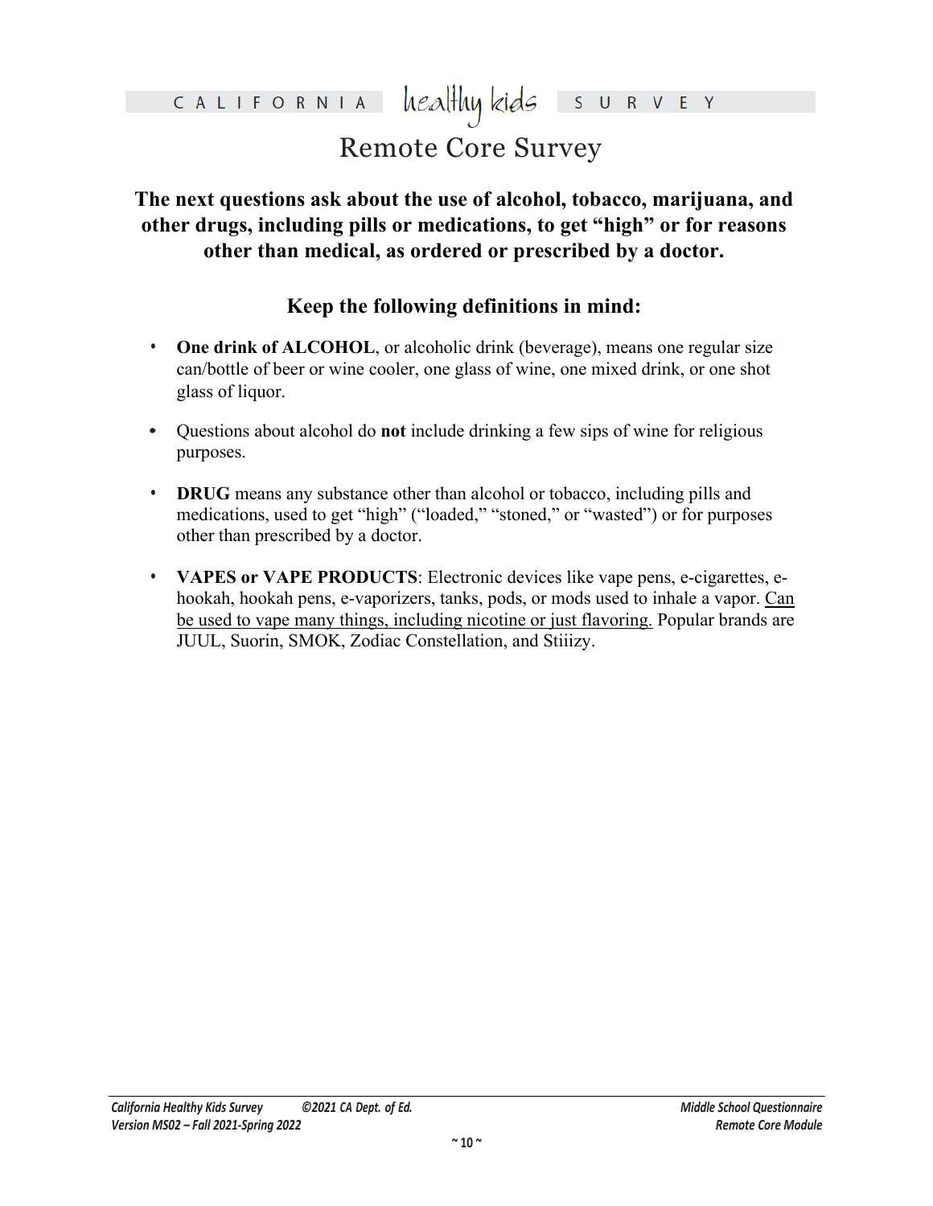**The next questions ask about the use of alcohol, tobacco, marijuana, and other drugs, including pills or medications, to get "high" or for reasons other than medical, as ordered or prescribed by a doctor.**

**Keep the following definitions in mind:**

- **One drink of ALCOHOL**, or alcoholic drink (beverage), means one regular size can/bottle of beer or wine cooler, one glass of wine, one mixed drink, or one shot glass of liquor.
- Questions about alcohol do **not** include drinking a few sips of wine for religious purposes.
- **DRUG** means any substance other than alcohol or tobacco, including pills and medications, used to get "high" ("loaded," "stoned," or "wasted") or for purposes other than prescribed by a doctor.
- **VAPES or VAPE PRODUCTS**: Electronic devices like vape pens, e-cigarettes, e-hookah, hookah pens, e-vaporizers, tanks, pods, or mods used to inhale a vapor. <u>Can be used to vape many things, including nicotine or just flavoring.</u> Popular brands are JUUL, Suorin, SMOK, Zodiac Constellation, and Stiiizy.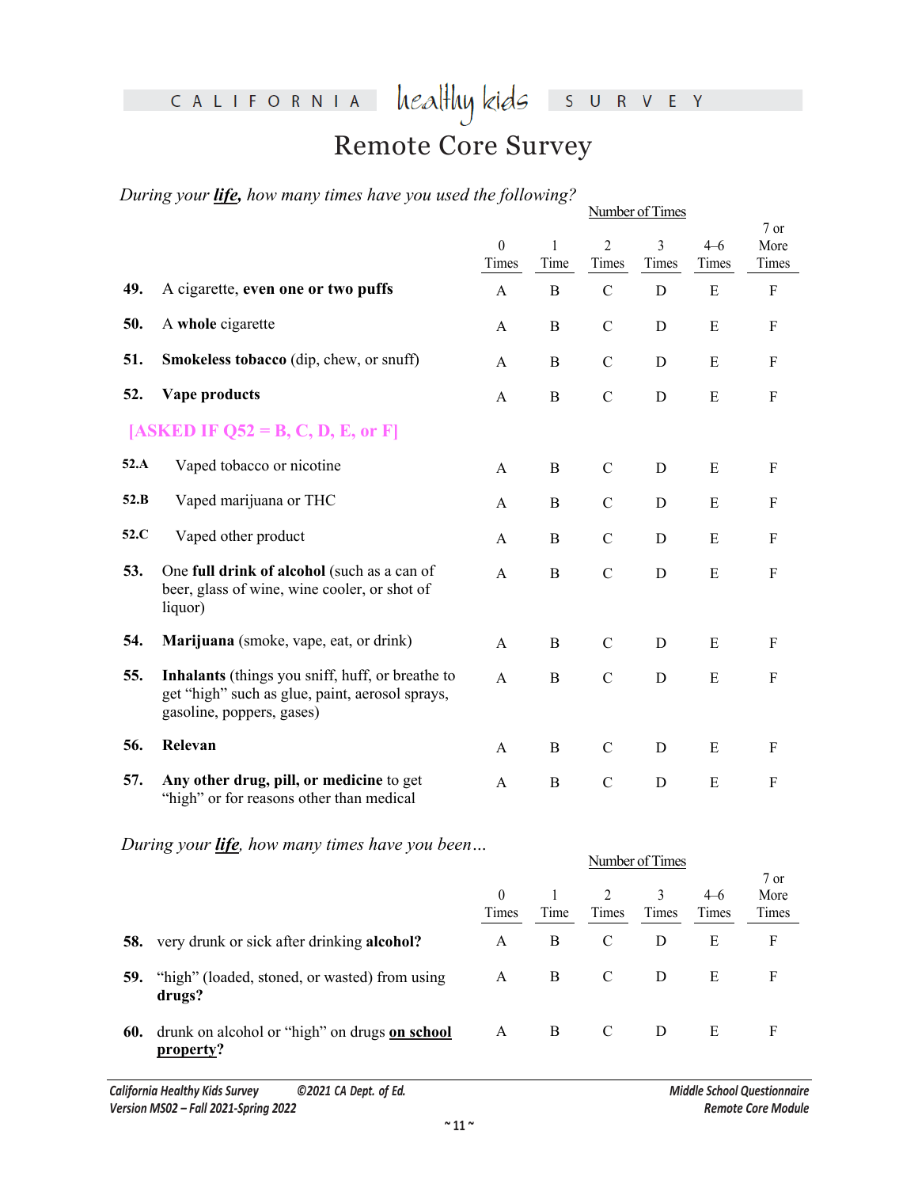# CALIFORNIA healthy kids SURVEY

## Remote Core Survey

*During your __life__, how many times have you used the following?*

| | | Number of Times | | | | | |
|---|---|---|---|---|---|---|---|
| | | 0 Times | 1 Time | 2 Times | 3 Times | 4–6 Times | 7 or More Times |
| **49.** | A cigarette, **even one or two puffs** | A | B | C | D | E | F |
| **50.** | A **whole** cigarette | A | B | C | D | E | F |
| **51.** | **Smokeless tobacco** (dip, chew, or snuff) | A | B | C | D | E | F |
| **52.** | **Vape products** | A | B | C | D | E | F |
| | **[ASKED IF Q52 = B, C, D, E, or F]** | | | | | | |
| **52.A** | Vaped tobacco or nicotine | A | B | C | D | E | F |
| **52.B** | Vaped marijuana or THC | A | B | C | D | E | F |
| **52.C** | Vaped other product | A | B | C | D | E | F |
| **53.** | One **full drink of alcohol** (such as a can of beer, glass of wine, wine cooler, or shot of liquor) | A | B | C | D | E | F |
| **54.** | **Marijuana** (smoke, vape, eat, or drink) | A | B | C | D | E | F |
| **55.** | **Inhalants** (things you sniff, huff, or breathe to get "high" such as glue, paint, aerosol sprays, gasoline, poppers, gases) | A | B | C | D | E | F |
| **56.** | **Relevan** | A | B | C | D | E | F |
| **57.** | **Any other drug, pill, or medicine** to get "high" or for reasons other than medical | A | B | C | D | E | F |

*During your __life__, how many times have you been…*

| | | Number of Times | | | | | |
|---|---|---|---|---|---|---|---|
| | | 0 Times | 1 Time | 2 Times | 3 Times | 4–6 Times | 7 or More Times |
| **58.** | very drunk or sick after drinking **alcohol?** | A | B | C | D | E | F |
| **59.** | "high" (loaded, stoned, or wasted) from using **drugs?** | A | B | C | D | E | F |
| **60.** | drunk on alcohol or "high" on drugs **__on school property__?** | A | B | C | D | E | F |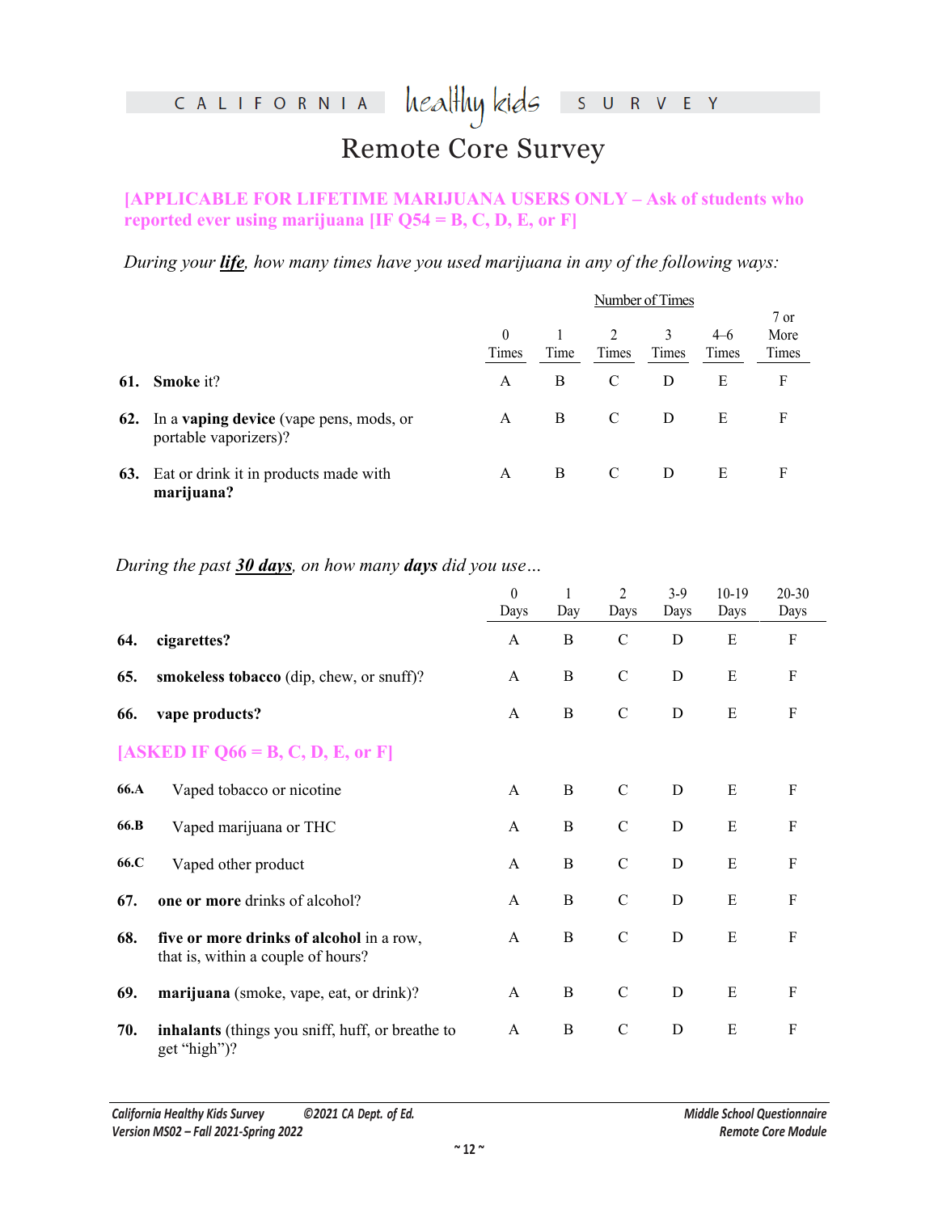# California Healthy Kids Survey

## Remote Core Survey

**[APPLICABLE FOR LIFETIME MARIJUANA USERS ONLY – Ask of students who reported ever using marijuana [IF Q54 = B, C, D, E, or F]**

*During your **life**, how many times have you used marijuana in any of the following ways:*

| | | Number of Times | | | | |
|---|---|---|---|---|---|---|
| | 0 Times | 1 Time | 2 Times | 3 Times | 4–6 Times | 7 or More Times |
| **61. Smoke** it? | A | B | C | D | E | F |
| **62.** In a **vaping device** (vape pens, mods, or portable vaporizers)? | A | B | C | D | E | F |
| **63.** Eat or drink it in products made with **marijuana?** | A | B | C | D | E | F |

*During the past **30 days**, on how many **days** did you use…*

| | 0 Days | 1 Day | 2 Days | 3-9 Days | 10-19 Days | 20-30 Days |
|---|---|---|---|---|---|---|
| **64. cigarettes?** | A | B | C | D | E | F |
| **65. smokeless tobacco** (dip, chew, or snuff)? | A | B | C | D | E | F |
| **66. vape products?** | A | B | C | D | E | F |
| **[ASKED IF Q66 = B, C, D, E, or F]** | | | | | | |
| **66.A** Vaped tobacco or nicotine | A | B | C | D | E | F |
| **66.B** Vaped marijuana or THC | A | B | C | D | E | F |
| **66.C** Vaped other product | A | B | C | D | E | F |
| **67. one or more** drinks of alcohol? | A | B | C | D | E | F |
| **68. five or more drinks of alcohol** in a row, that is, within a couple of hours? | A | B | C | D | E | F |
| **69. marijuana** (smoke, vape, eat, or drink)? | A | B | C | D | E | F |
| **70. inhalants** (things you sniff, huff, or breathe to get "high")? | A | B | C | D | E | F |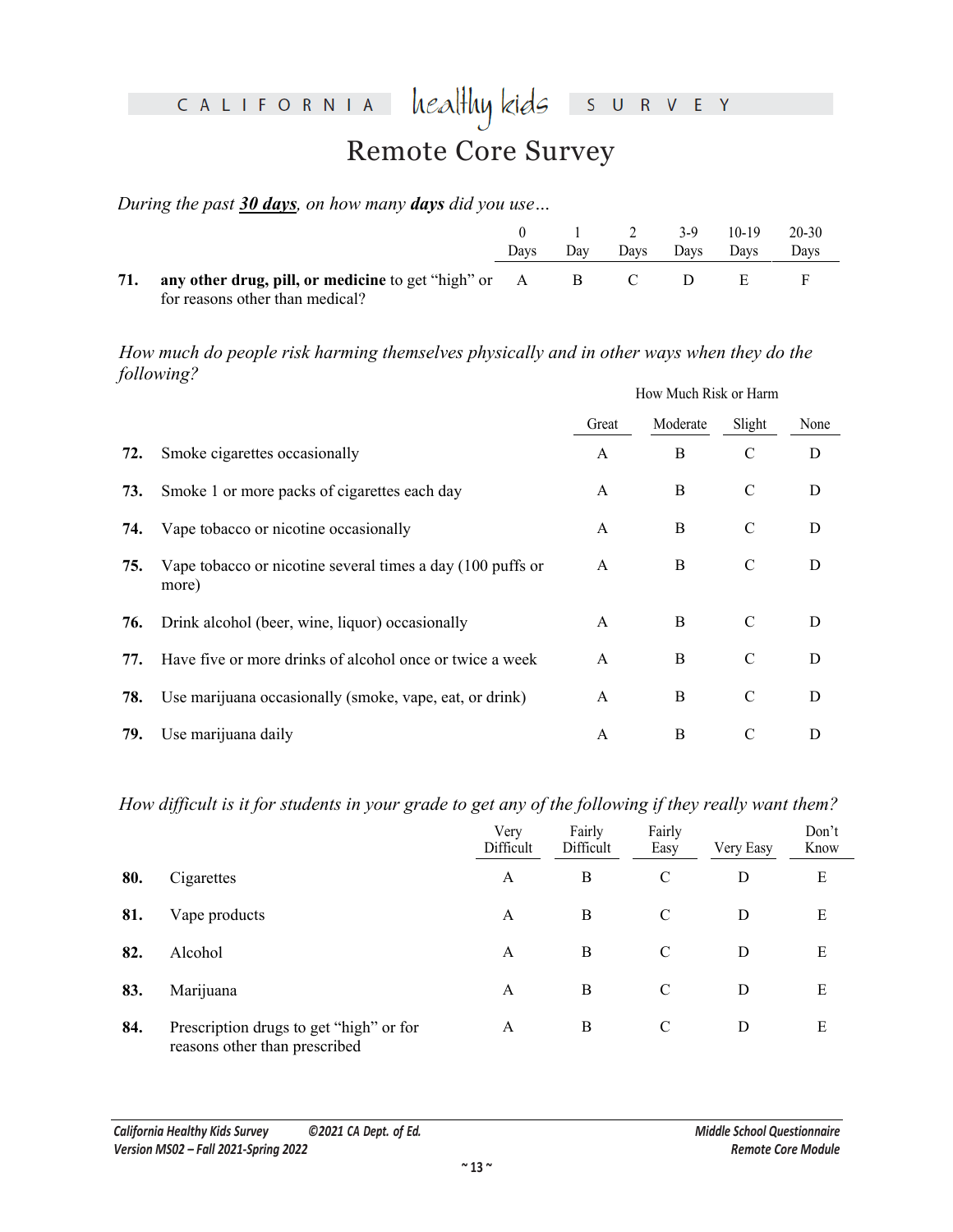# Remote Core Survey

*During the past **30 days**, on how many **days** did you use…*

| | | 0 Days | 1 Day | 2 Days | 3-9 Days | 10-19 Days | 20-30 Days |
|---|---|---|---|---|---|---|---|
| **71.** | **any other drug, pill, or medicine** to get "high" or for reasons other than medical? | A | B | C | D | E | F |

*How much do people risk harming themselves physically and in other ways when they do the following?*

| | | How Much Risk or Harm | | | |
|---|---|---|---|---|---|
| | | Great | Moderate | Slight | None |
| **72.** | Smoke cigarettes occasionally | A | B | C | D |
| **73.** | Smoke 1 or more packs of cigarettes each day | A | B | C | D |
| **74.** | Vape tobacco or nicotine occasionally | A | B | C | D |
| **75.** | Vape tobacco or nicotine several times a day (100 puffs or more) | A | B | C | D |
| **76.** | Drink alcohol (beer, wine, liquor) occasionally | A | B | C | D |
| **77.** | Have five or more drinks of alcohol once or twice a week | A | B | C | D |
| **78.** | Use marijuana occasionally (smoke, vape, eat, or drink) | A | B | C | D |
| **79.** | Use marijuana daily | A | B | C | D |

*How difficult is it for students in your grade to get any of the following if they really want them?*

| | | Very Difficult | Fairly Difficult | Fairly Easy | Very Easy | Don't Know |
|---|---|---|---|---|---|---|
| **80.** | Cigarettes | A | B | C | D | E |
| **81.** | Vape products | A | B | C | D | E |
| **82.** | Alcohol | A | B | C | D | E |
| **83.** | Marijuana | A | B | C | D | E |
| **84.** | Prescription drugs to get "high" or for reasons other than prescribed | A | B | C | D | E |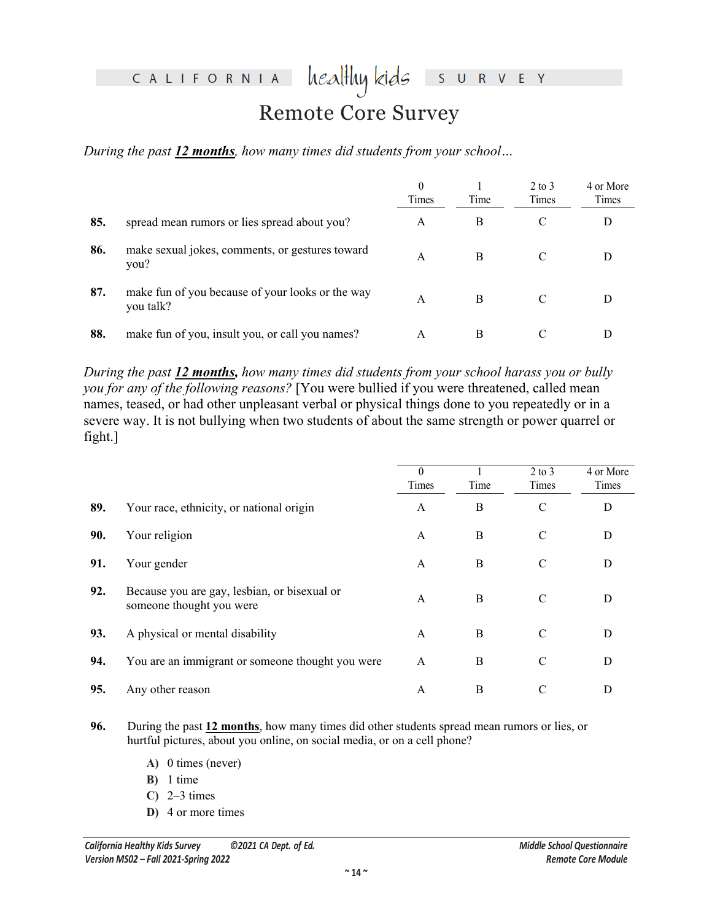# CALIFORNIA healthy kids SURVEY

## Remote Core Survey

*During the past **12 months**, how many times did students from your school…*

| | | 0 Times | 1 Time | 2 to 3 Times | 4 or More Times |
|---|---|---|---|---|---|
| **85.** | spread mean rumors or lies spread about you? | A | B | C | D |
| **86.** | make sexual jokes, comments, or gestures toward you? | A | B | C | D |
| **87.** | make fun of you because of your looks or the way you talk? | A | B | C | D |
| **88.** | make fun of you, insult you, or call you names? | A | B | C | D |

*During the past **12 months,** how many times did students from your school harass you or bully you for any of the following reasons?* [You were bullied if you were threatened, called mean names, teased, or had other unpleasant verbal or physical things done to you repeatedly or in a severe way. It is not bullying when two students of about the same strength or power quarrel or fight.]

| | | 0 Times | 1 Time | 2 to 3 Times | 4 or More Times |
|---|---|---|---|---|---|
| **89.** | Your race, ethnicity, or national origin | A | B | C | D |
| **90.** | Your religion | A | B | C | D |
| **91.** | Your gender | A | B | C | D |
| **92.** | Because you are gay, lesbian, or bisexual or someone thought you were | A | B | C | D |
| **93.** | A physical or mental disability | A | B | C | D |
| **94.** | You are an immigrant or someone thought you were | A | B | C | D |
| **95.** | Any other reason | A | B | C | D |

**96.** During the past **12 months**, how many times did other students spread mean rumors or lies, or hurtful pictures, about you online, on social media, or on a cell phone?

- **A)** 0 times (never)
- **B)** 1 time
- **C)** 2–3 times
- **D)** 4 or more times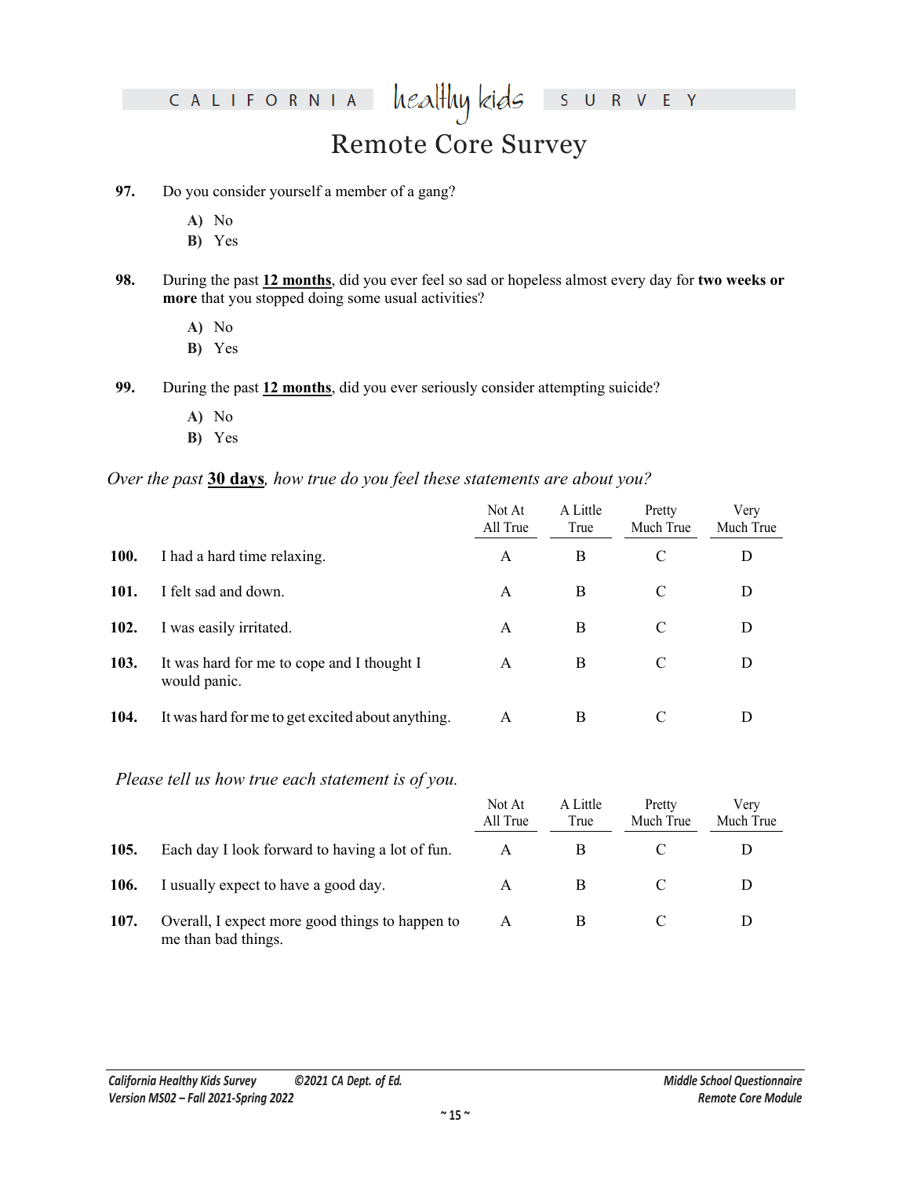# Remote Core Survey

**97.** Do you consider yourself a member of a gang?

**A)** No
**B)** Yes

**98.** During the past **12 months**, did you ever feel so sad or hopeless almost every day for **two weeks or more** that you stopped doing some usual activities?

**A)** No
**B)** Yes

**99.** During the past **12 months**, did you ever seriously consider attempting suicide?

**A)** No
**B)** Yes

*Over the past* ***30 days****, how true do you feel these statements are about you?*

| | | Not At All True | A Little True | Pretty Much True | Very Much True |
|---|---|---|---|---|---|
| **100.** | I had a hard time relaxing. | A | B | C | D |
| **101.** | I felt sad and down. | A | B | C | D |
| **102.** | I was easily irritated. | A | B | C | D |
| **103.** | It was hard for me to cope and I thought I would panic. | A | B | C | D |
| **104.** | It was hard for me to get excited about anything. | A | B | C | D |

*Please tell us how true each statement is of you.*

| | | Not At All True | A Little True | Pretty Much True | Very Much True |
|---|---|---|---|---|---|
| **105.** | Each day I look forward to having a lot of fun. | A | B | C | D |
| **106.** | I usually expect to have a good day. | A | B | C | D |
| **107.** | Overall, I expect more good things to happen to me than bad things. | A | B | C | D |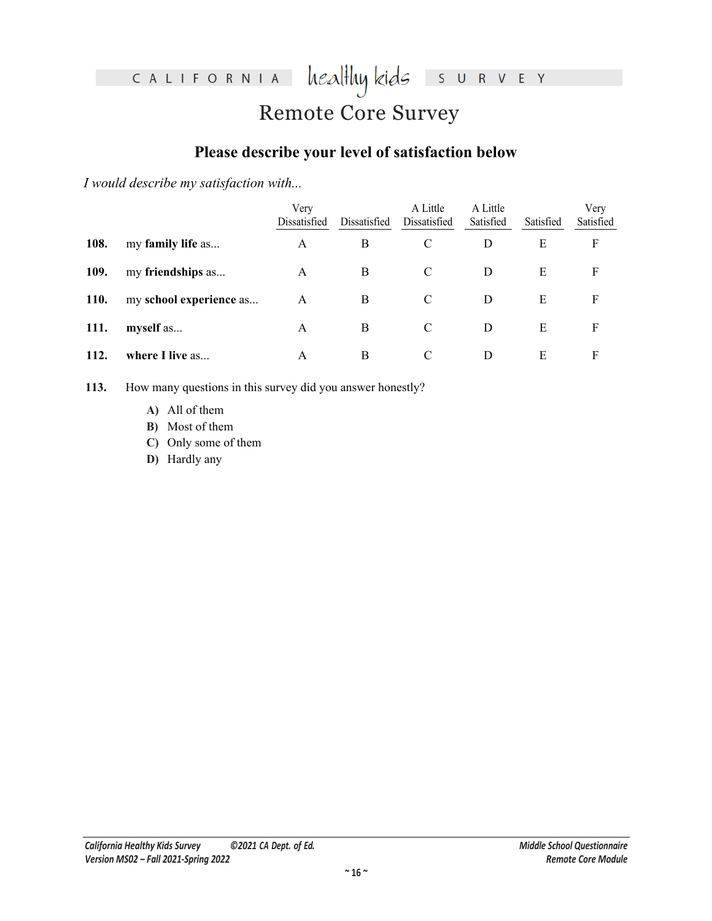# Remote Core Survey

## Please describe your level of satisfaction below

*I would describe my satisfaction with...*

| | | Very Dissatisfied | Dissatisfied | A Little Dissatisfied | A Little Satisfied | Satisfied | Very Satisfied |
|---|---|---|---|---|---|---|---|
| **108.** | my **family life** as... | A | B | C | D | E | F |
| **109.** | my **friendships** as... | A | B | C | D | E | F |
| **110.** | my **school experience** as... | A | B | C | D | E | F |
| **111.** | **myself** as... | A | B | C | D | E | F |
| **112.** | **where I live** as... | A | B | C | D | E | F |

**113.** How many questions in this survey did you answer honestly?

- **A)** All of them
- **B)** Most of them
- **C)** Only some of them
- **D)** Hardly any